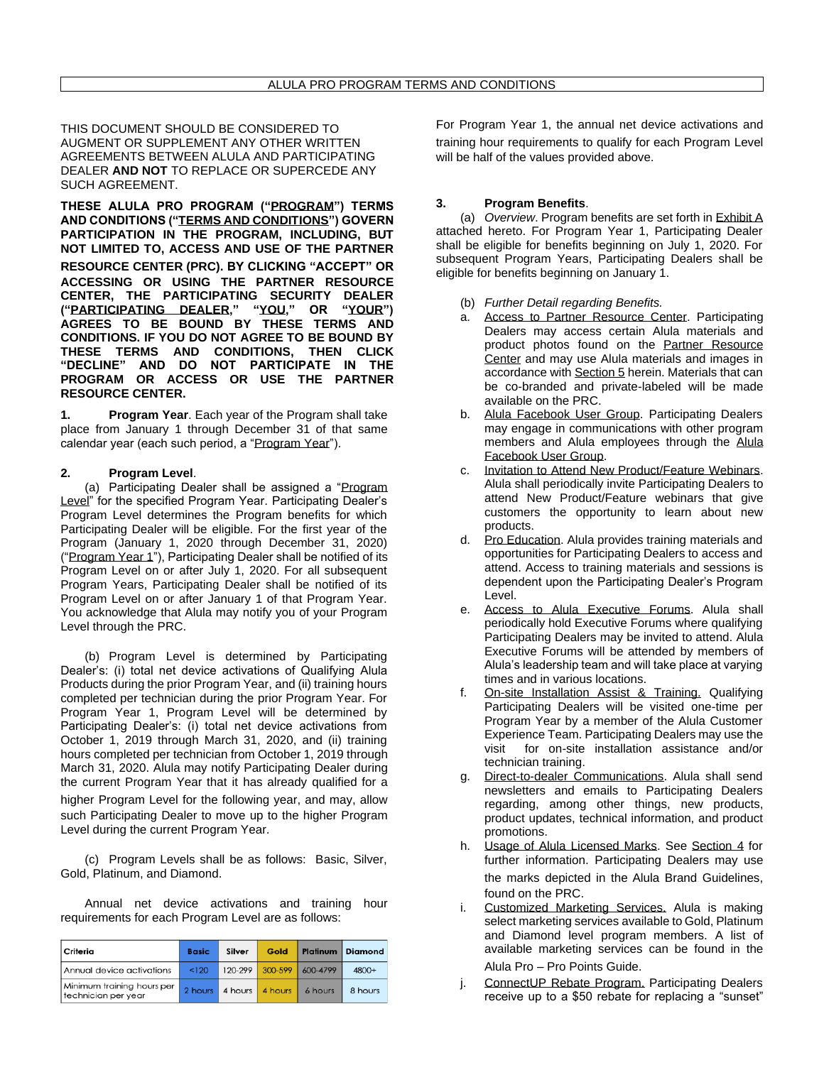# ALULA PRO PROGRAM TERMS AND CONDITIONS

THIS DOCUMENT SHOULD BE CONSIDERED TO AUGMENT OR SUPPLEMENT ANY OTHER WRITTEN AGREEMENTS BETWEEN ALULA AND PARTICIPATING DEALER **AND NOT** TO REPLACE OR SUPERCEDE ANY SUCH AGREEMENT.

**THESE ALULA PRO PROGRAM ("PROGRAM") TERMS AND CONDITIONS ("TERMS AND CONDITIONS") GOVERN PARTICIPATION IN THE PROGRAM, INCLUDING, BUT NOT LIMITED TO, ACCESS AND USE OF THE PARTNER RESOURCE CENTER (PRC). BY CLICKING "ACCEPT" OR ACCESSING OR USING THE PARTNER RESOURCE CENTER, THE PARTICIPATING SECURITY DEALER ("PARTICIPATING DEALER," "YOU," OR "YOUR") AGREES TO BE BOUND BY THESE TERMS AND CONDITIONS. IF YOU DO NOT AGREE TO BE BOUND BY THESE TERMS AND CONDITIONS, THEN CLICK "DECLINE" AND DO NOT PARTICIPATE IN THE PROGRAM OR ACCESS OR USE THE PARTNER RESOURCE CENTER.**

**1. Program Year**. Each year of the Program shall take place from January 1 through December 31 of that same calendar year (each such period, a "Program Year").

**2. Program Level**.

(a) Participating Dealer shall be assigned a "Program Level" for the specified Program Year. Participating Dealer's Program Level determines the Program benefits for which Participating Dealer will be eligible. For the first year of the Program (January 1, 2020 through December 31, 2020) ("Program Year 1"), Participating Dealer shall be notified of its Program Level on or after July 1, 2020. For all subsequent Program Years, Participating Dealer shall be notified of its Program Level on or after January 1 of that Program Year. You acknowledge that Alula may notify you of your Program Level through the PRC.

(b) Program Level is determined by Participating Dealer's: (i) total net device activations of Qualifying Alula Products during the prior Program Year, and (ii) training hours completed per technician during the prior Program Year. For Program Year 1, Program Level will be determined by Participating Dealer's: (i) total net device activations from October 1, 2019 through March 31, 2020, and (ii) training hours completed per technician from October 1, 2019 through March 31, 2020. Alula may notify Participating Dealer during the current Program Year that it has already qualified for a higher Program Level for the following year, and may, allow such Participating Dealer to move up to the higher Program Level during the current Program Year.

(c) Program Levels shall be as follows: Basic, Silver, Gold, Platinum, and Diamond.

Annual net device activations and training hour requirements for each Program Level are as follows:

| Criteria | Basic | Silver | Gold | Platinum | Diamond |
|---|---|---|---|---|---|
| Annual device activations | <120 | 120-299 | 300-599 | 600-4799 | 4800+ |
| Minimum training hours per technician per year | 2 hours | 4 hours | 4 hours | 6 hours | 8 hours |

For Program Year 1, the annual net device activations and training hour requirements to qualify for each Program Level will be half of the values provided above.

**3. Program Benefits**.

(a) *Overview*. Program benefits are set forth in Exhibit A attached hereto. For Program Year 1, Participating Dealer shall be eligible for benefits beginning on July 1, 2020. For subsequent Program Years, Participating Dealers shall be eligible for benefits beginning on January 1.

(b) *Further Detail regarding Benefits.*

a. Access to Partner Resource Center. Participating Dealers may access certain Alula materials and product photos found on the Partner Resource Center and may use Alula materials and images in accordance with Section 5 herein. Materials that can be co-branded and private-labeled will be made available on the PRC.

b. Alula Facebook User Group. Participating Dealers may engage in communications with other program members and Alula employees through the Alula Facebook User Group.

c. Invitation to Attend New Product/Feature Webinars. Alula shall periodically invite Participating Dealers to attend New Product/Feature webinars that give customers the opportunity to learn about new products.

d. Pro Education. Alula provides training materials and opportunities for Participating Dealers to access and attend. Access to training materials and sessions is dependent upon the Participating Dealer's Program Level.

e. Access to Alula Executive Forums. Alula shall periodically hold Executive Forums where qualifying Participating Dealers may be invited to attend. Alula Executive Forums will be attended by members of Alula's leadership team and will take place at varying times and in various locations.

f. On-site Installation Assist & Training. Qualifying Participating Dealers will be visited one-time per Program Year by a member of the Alula Customer Experience Team. Participating Dealers may use the visit for on-site installation assistance and/or technician training.

g. Direct-to-dealer Communications. Alula shall send newsletters and emails to Participating Dealers regarding, among other things, new products, product updates, technical information, and product promotions.

h. Usage of Alula Licensed Marks. See Section 4 for further information. Participating Dealers may use the marks depicted in the Alula Brand Guidelines, found on the PRC.

i. Customized Marketing Services. Alula is making select marketing services available to Gold, Platinum and Diamond level program members. A list of available marketing services can be found in the Alula Pro – Pro Points Guide.

j. ConnectUP Rebate Program. Participating Dealers receive up to a $50 rebate for replacing a "sunset"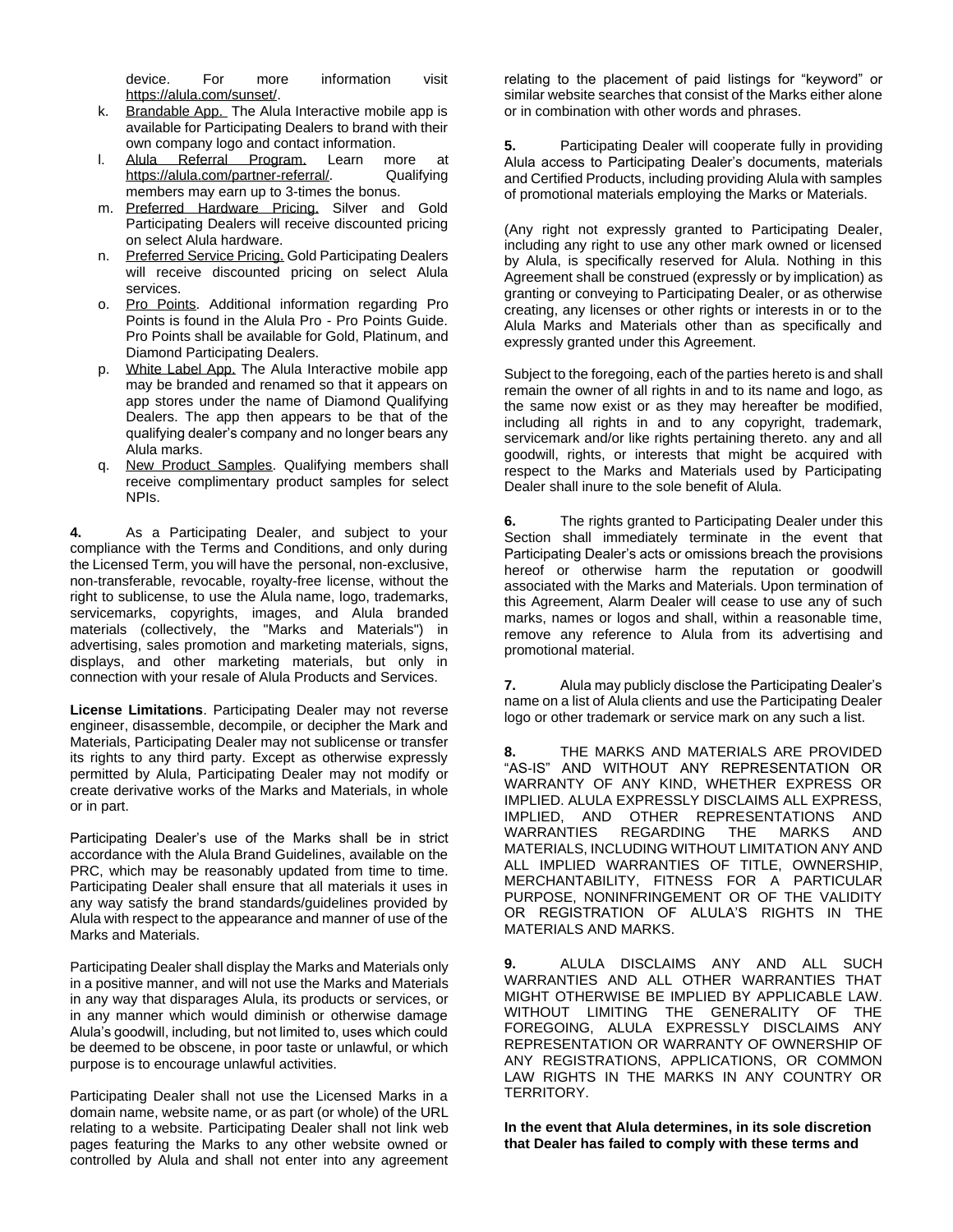device. For more information visit https://alula.com/sunset/.

k. Brandable App. The Alula Interactive mobile app is available for Participating Dealers to brand with their own company logo and contact information.
l. Alula Referral Program. Learn more at https://alula.com/partner-referral/. Qualifying members may earn up to 3-times the bonus.
m. Preferred Hardware Pricing. Silver and Gold Participating Dealers will receive discounted pricing on select Alula hardware.
n. Preferred Service Pricing. Gold Participating Dealers will receive discounted pricing on select Alula services.
o. Pro Points. Additional information regarding Pro Points is found in the Alula Pro - Pro Points Guide. Pro Points shall be available for Gold, Platinum, and Diamond Participating Dealers.
p. White Label App. The Alula Interactive mobile app may be branded and renamed so that it appears on app stores under the name of Diamond Qualifying Dealers. The app then appears to be that of the qualifying dealer's company and no longer bears any Alula marks.
q. New Product Samples. Qualifying members shall receive complimentary product samples for select NPIs.

**4.** As a Participating Dealer, and subject to your compliance with the Terms and Conditions, and only during the Licensed Term, you will have the personal, non-exclusive, non-transferable, revocable, royalty-free license, without the right to sublicense, to use the Alula name, logo, trademarks, servicemarks, copyrights, images, and Alula branded materials (collectively, the "Marks and Materials") in advertising, sales promotion and marketing materials, signs, displays, and other marketing materials, but only in connection with your resale of Alula Products and Services.

**License Limitations**. Participating Dealer may not reverse engineer, disassemble, decompile, or decipher the Mark and Materials, Participating Dealer may not sublicense or transfer its rights to any third party. Except as otherwise expressly permitted by Alula, Participating Dealer may not modify or create derivative works of the Marks and Materials, in whole or in part.

Participating Dealer's use of the Marks shall be in strict accordance with the Alula Brand Guidelines, available on the PRC, which may be reasonably updated from time to time. Participating Dealer shall ensure that all materials it uses in any way satisfy the brand standards/guidelines provided by Alula with respect to the appearance and manner of use of the Marks and Materials.

Participating Dealer shall display the Marks and Materials only in a positive manner, and will not use the Marks and Materials in any way that disparages Alula, its products or services, or in any manner which would diminish or otherwise damage Alula's goodwill, including, but not limited to, uses which could be deemed to be obscene, in poor taste or unlawful, or which purpose is to encourage unlawful activities.

Participating Dealer shall not use the Licensed Marks in a domain name, website name, or as part (or whole) of the URL relating to a website. Participating Dealer shall not link web pages featuring the Marks to any other website owned or controlled by Alula and shall not enter into any agreement relating to the placement of paid listings for "keyword" or similar website searches that consist of the Marks either alone or in combination with other words and phrases.

**5.** Participating Dealer will cooperate fully in providing Alula access to Participating Dealer's documents, materials and Certified Products, including providing Alula with samples of promotional materials employing the Marks or Materials.

(Any right not expressly granted to Participating Dealer, including any right to use any other mark owned or licensed by Alula, is specifically reserved for Alula. Nothing in this Agreement shall be construed (expressly or by implication) as granting or conveying to Participating Dealer, or as otherwise creating, any licenses or other rights or interests in or to the Alula Marks and Materials other than as specifically and expressly granted under this Agreement.

Subject to the foregoing, each of the parties hereto is and shall remain the owner of all rights in and to its name and logo, as the same now exist or as they may hereafter be modified, including all rights in and to any copyright, trademark, servicemark and/or like rights pertaining thereto. any and all goodwill, rights, or interests that might be acquired with respect to the Marks and Materials used by Participating Dealer shall inure to the sole benefit of Alula.

**6.** The rights granted to Participating Dealer under this Section shall immediately terminate in the event that Participating Dealer's acts or omissions breach the provisions hereof or otherwise harm the reputation or goodwill associated with the Marks and Materials. Upon termination of this Agreement, Alarm Dealer will cease to use any of such marks, names or logos and shall, within a reasonable time, remove any reference to Alula from its advertising and promotional material.

**7.** Alula may publicly disclose the Participating Dealer's name on a list of Alula clients and use the Participating Dealer logo or other trademark or service mark on any such a list.

**8.** THE MARKS AND MATERIALS ARE PROVIDED "AS-IS" AND WITHOUT ANY REPRESENTATION OR WARRANTY OF ANY KIND, WHETHER EXPRESS OR IMPLIED. ALULA EXPRESSLY DISCLAIMS ALL EXPRESS, IMPLIED, AND OTHER REPRESENTATIONS AND WARRANTIES REGARDING THE MARKS AND MATERIALS, INCLUDING WITHOUT LIMITATION ANY AND ALL IMPLIED WARRANTIES OF TITLE, OWNERSHIP, MERCHANTABILITY, FITNESS FOR A PARTICULAR PURPOSE, NONINFRINGEMENT OR OF THE VALIDITY OR REGISTRATION OF ALULA'S RIGHTS IN THE MATERIALS AND MARKS.

**9.** ALULA DISCLAIMS ANY AND ALL SUCH WARRANTIES AND ALL OTHER WARRANTIES THAT MIGHT OTHERWISE BE IMPLIED BY APPLICABLE LAW. WITHOUT LIMITING THE GENERALITY OF THE FOREGOING, ALULA EXPRESSLY DISCLAIMS ANY REPRESENTATION OR WARRANTY OF OWNERSHIP OF ANY REGISTRATIONS, APPLICATIONS, OR COMMON LAW RIGHTS IN THE MARKS IN ANY COUNTRY OR TERRITORY.

**In the event that Alula determines, in its sole discretion that Dealer has failed to comply with these terms and**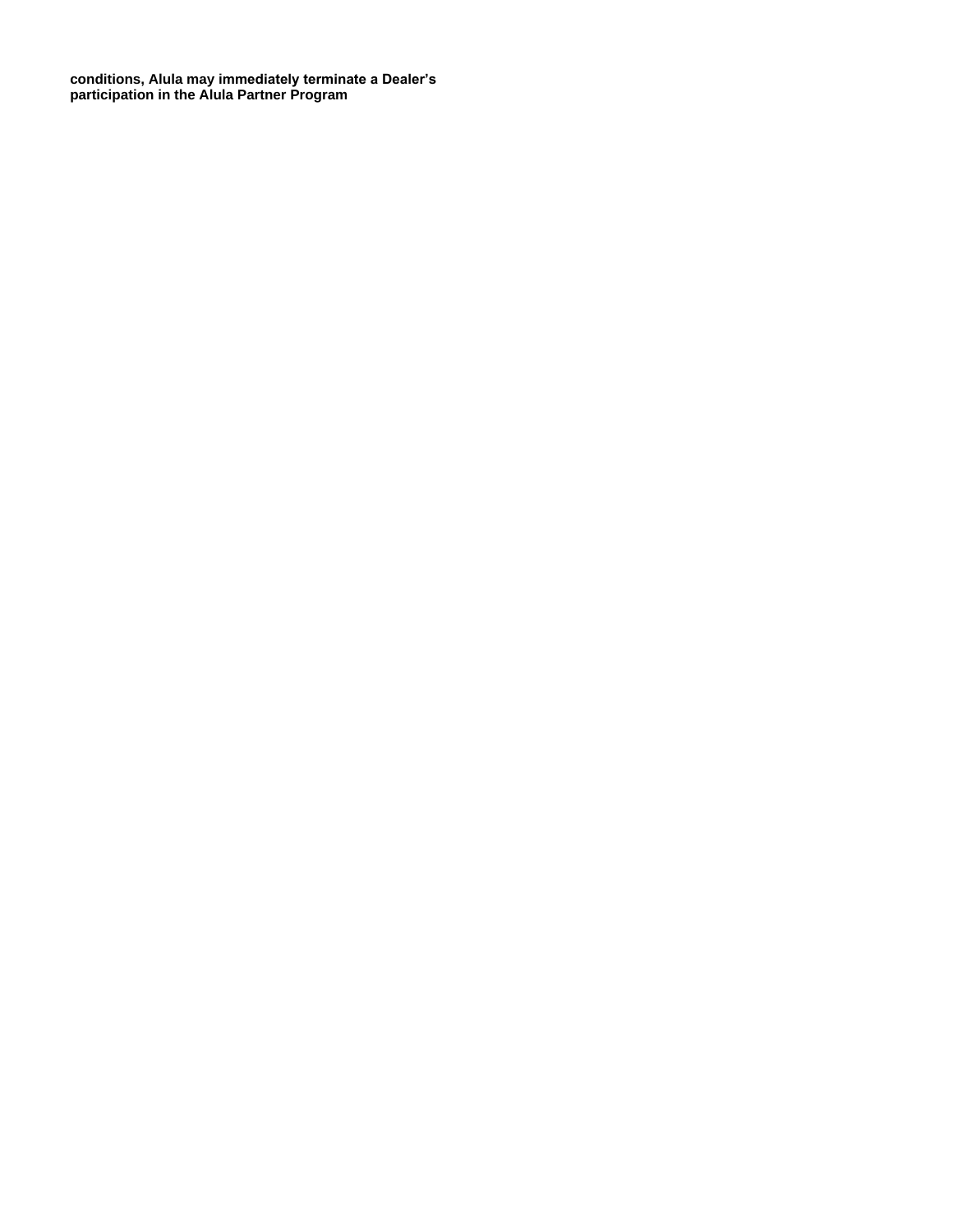**conditions, Alula may immediately terminate a Dealer's participation in the Alula Partner Program**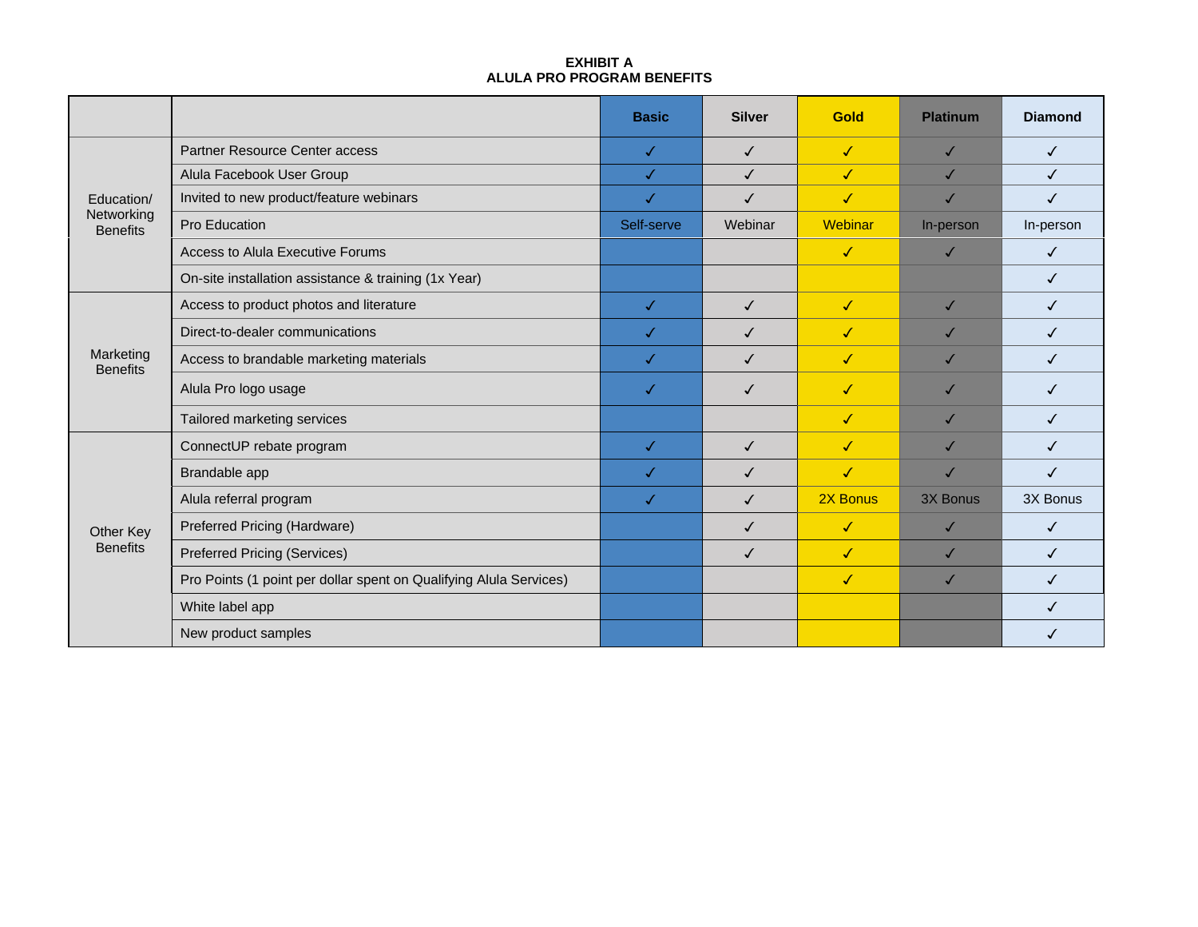**EXHIBIT A**
**ALULA PRO PROGRAM BENEFITS**

| | | Basic | Silver | Gold | Platinum | Diamond |
|---|---|---|---|---|---|---|
| Education/ Networking Benefits | Partner Resource Center access | ✓ | ✓ | ✓ | ✓ | ✓ |
| | Alula Facebook User Group | ✓ | ✓ | ✓ | ✓ | ✓ |
| | Invited to new product/feature webinars | ✓ | ✓ | ✓ | ✓ | ✓ |
| | Pro Education | Self-serve | Webinar | Webinar | In-person | In-person |
| | Access to Alula Executive Forums | | | ✓ | ✓ | ✓ |
| | On-site installation assistance & training (1x Year) | | | | | ✓ |
| Marketing Benefits | Access to product photos and literature | ✓ | ✓ | ✓ | ✓ | ✓ |
| | Direct-to-dealer communications | ✓ | ✓ | ✓ | ✓ | ✓ |
| | Access to brandable marketing materials | ✓ | ✓ | ✓ | ✓ | ✓ |
| | Alula Pro logo usage | ✓ | ✓ | ✓ | ✓ | ✓ |
| | Tailored marketing services | | | ✓ | ✓ | ✓ |
| Other Key Benefits | ConnectUP rebate program | ✓ | ✓ | ✓ | ✓ | ✓ |
| | Brandable app | ✓ | ✓ | ✓ | ✓ | ✓ |
| | Alula referral program | ✓ | ✓ | 2X Bonus | 3X Bonus | 3X Bonus |
| | Preferred Pricing (Hardware) | | ✓ | ✓ | ✓ | ✓ |
| | Preferred Pricing (Services) | | ✓ | ✓ | ✓ | ✓ |
| | Pro Points (1 point per dollar spent on Qualifying Alula Services) | | | ✓ | ✓ | ✓ |
| | White label app | | | | | ✓ |
| | New product samples | | | | | ✓ |